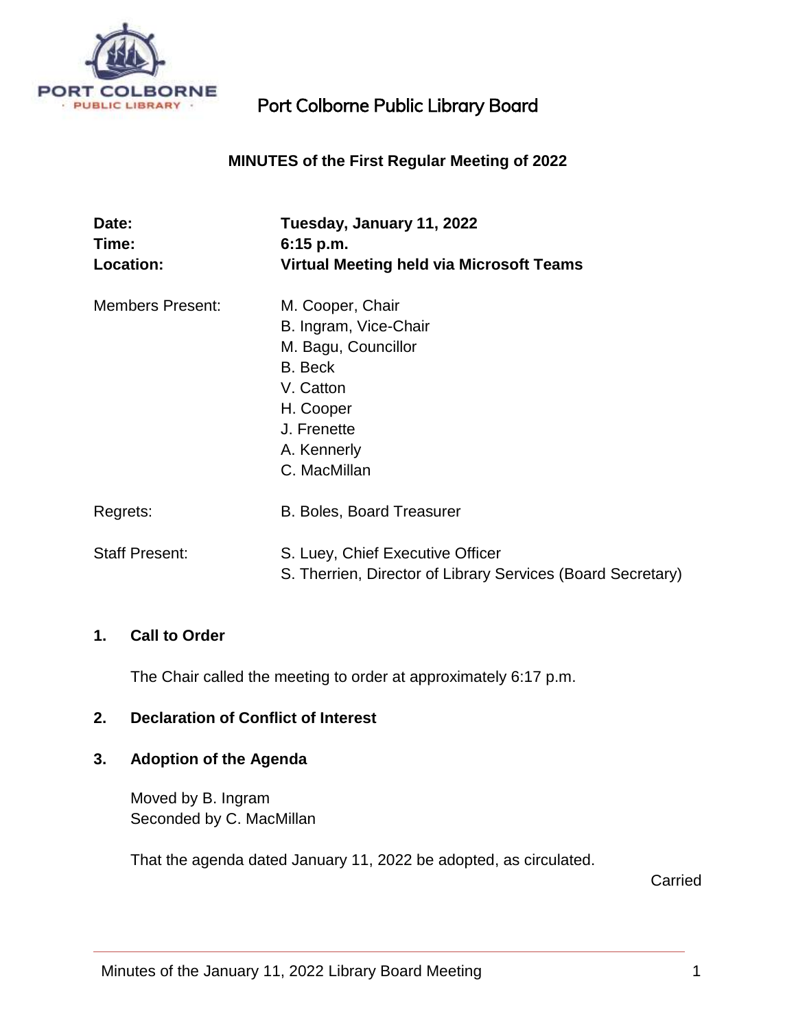# Port Colborne Public Library Board

## MINUTES of the First Regular Meeting of 2022

| | |
|---|---|
| **Date:** | **Tuesday, January 11, 2022** |
| **Time:** | **6:15 p.m.** |
| **Location:** | **Virtual Meeting held via Microsoft Teams** |
| Members Present: | M. Cooper, Chair<br>B. Ingram, Vice-Chair<br>M. Bagu, Councillor<br>B. Beck<br>V. Catton<br>H. Cooper<br>J. Frenette<br>A. Kennerly<br>C. MacMillan |
| Regrets: | B. Boles, Board Treasurer |
| Staff Present: | S. Luey, Chief Executive Officer<br>S. Therrien, Director of Library Services (Board Secretary) |

**1. Call to Order**

The Chair called the meeting to order at approximately 6:17 p.m.

**2. Declaration of Conflict of Interest**

**3. Adoption of the Agenda**

Moved by B. Ingram
Seconded by C. MacMillan

That the agenda dated January 11, 2022 be adopted, as circulated.

Carried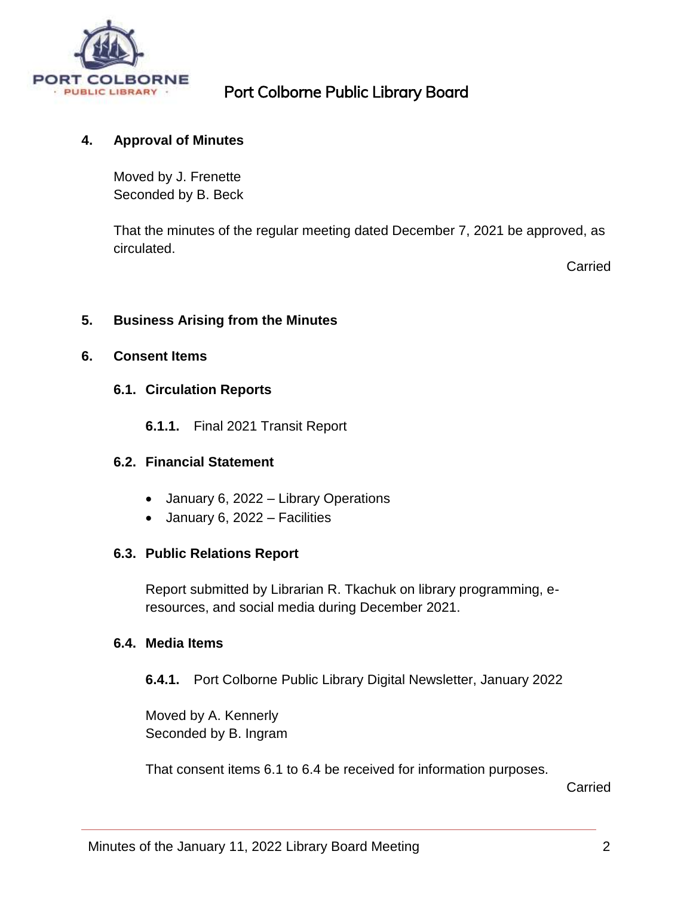## 4. Approval of Minutes

Moved by J. Frenette
Seconded by B. Beck

That the minutes of the regular meeting dated December 7, 2021 be approved, as circulated.

Carried

## 5. Business Arising from the Minutes

## 6. Consent Items

### 6.1. Circulation Reports

**6.1.1.** Final 2021 Transit Report

### 6.2. Financial Statement

- January 6, 2022 – Library Operations
- January 6, 2022 – Facilities

### 6.3. Public Relations Report

Report submitted by Librarian R. Tkachuk on library programming, e-resources, and social media during December 2021.

### 6.4. Media Items

**6.4.1.** Port Colborne Public Library Digital Newsletter, January 2022

Moved by A. Kennerly
Seconded by B. Ingram

That consent items 6.1 to 6.4 be received for information purposes.

Carried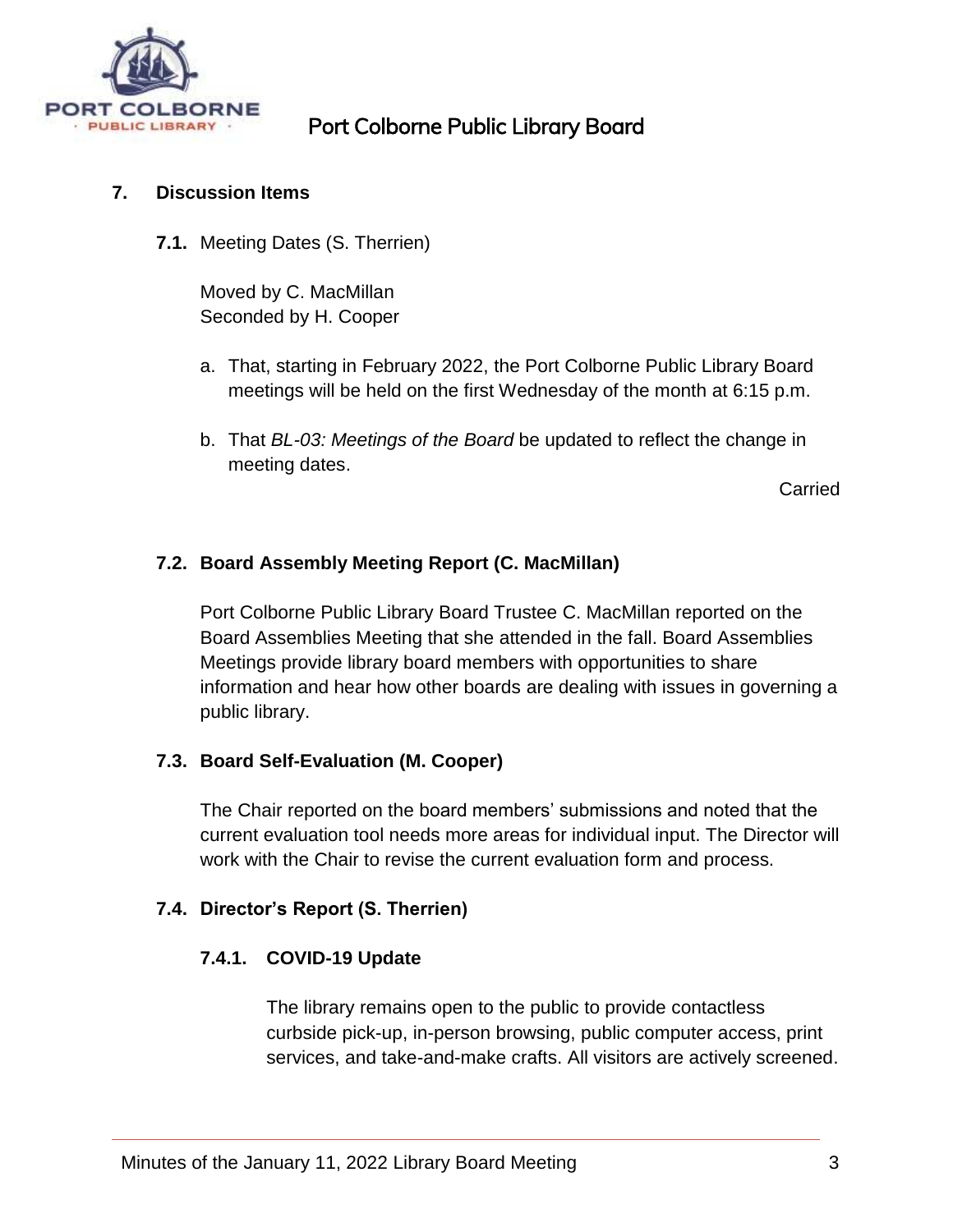## 7. Discussion Items

**7.1.** Meeting Dates (S. Therrien)

Moved by C. MacMillan
Seconded by H. Cooper

a. That, starting in February 2022, the Port Colborne Public Library Board meetings will be held on the first Wednesday of the month at 6:15 p.m.

b. That *BL-03: Meetings of the Board* be updated to reflect the change in meeting dates.

Carried

### 7.2. Board Assembly Meeting Report (C. MacMillan)

Port Colborne Public Library Board Trustee C. MacMillan reported on the Board Assemblies Meeting that she attended in the fall. Board Assemblies Meetings provide library board members with opportunities to share information and hear how other boards are dealing with issues in governing a public library.

### 7.3. Board Self-Evaluation (M. Cooper)

The Chair reported on the board members' submissions and noted that the current evaluation tool needs more areas for individual input. The Director will work with the Chair to revise the current evaluation form and process.

### 7.4. Director's Report (S. Therrien)

#### 7.4.1. COVID-19 Update

The library remains open to the public to provide contactless curbside pick-up, in-person browsing, public computer access, print services, and take-and-make crafts. All visitors are actively screened.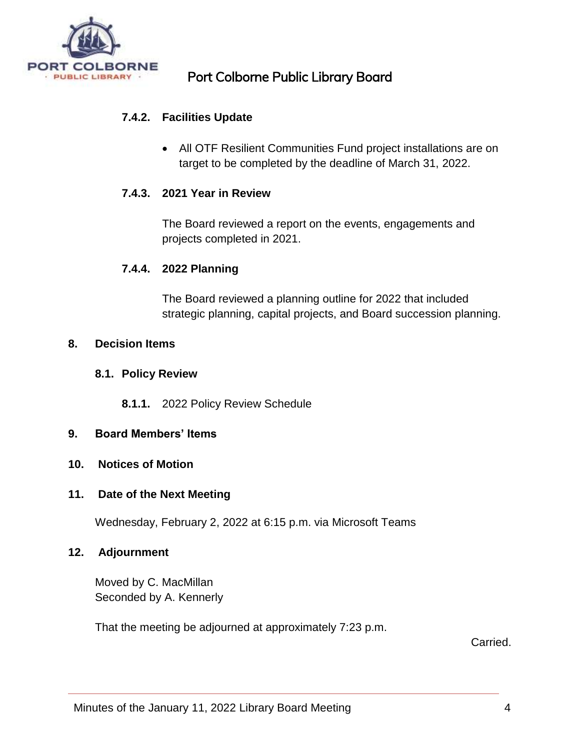#### 7.4.2. Facilities Update

- All OTF Resilient Communities Fund project installations are on target to be completed by the deadline of March 31, 2022.

#### 7.4.3. 2021 Year in Review

The Board reviewed a report on the events, engagements and projects completed in 2021.

#### 7.4.4. 2022 Planning

The Board reviewed a planning outline for 2022 that included strategic planning, capital projects, and Board succession planning.

## 8. Decision Items

### 8.1. Policy Review

**8.1.1.** 2022 Policy Review Schedule

## 9. Board Members' Items

## 10. Notices of Motion

## 11. Date of the Next Meeting

Wednesday, February 2, 2022 at 6:15 p.m. via Microsoft Teams

## 12. Adjournment

Moved by C. MacMillan
Seconded by A. Kennerly

That the meeting be adjourned at approximately 7:23 p.m.

Carried.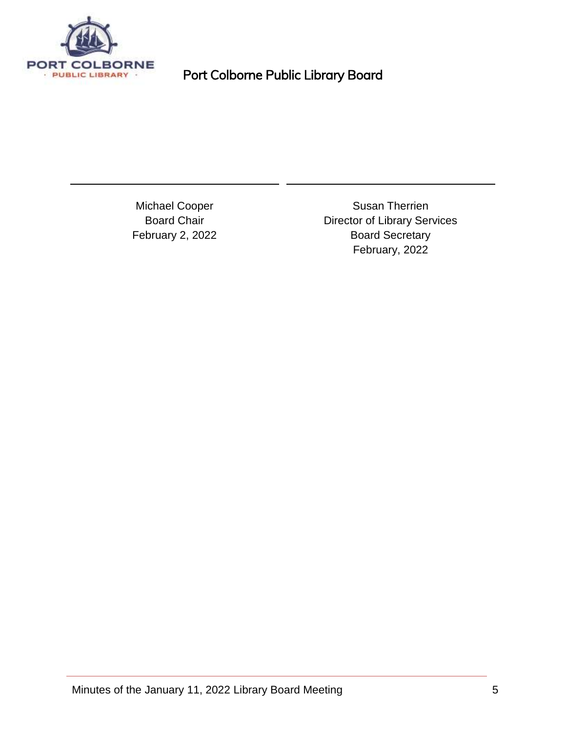Port Colborne Public Library Board

| | |
|---|---|
| Michael Cooper | Susan Therrien |
| Board Chair | Director of Library Services |
| February 2, 2022 | Board Secretary |
| | February, 2022 |